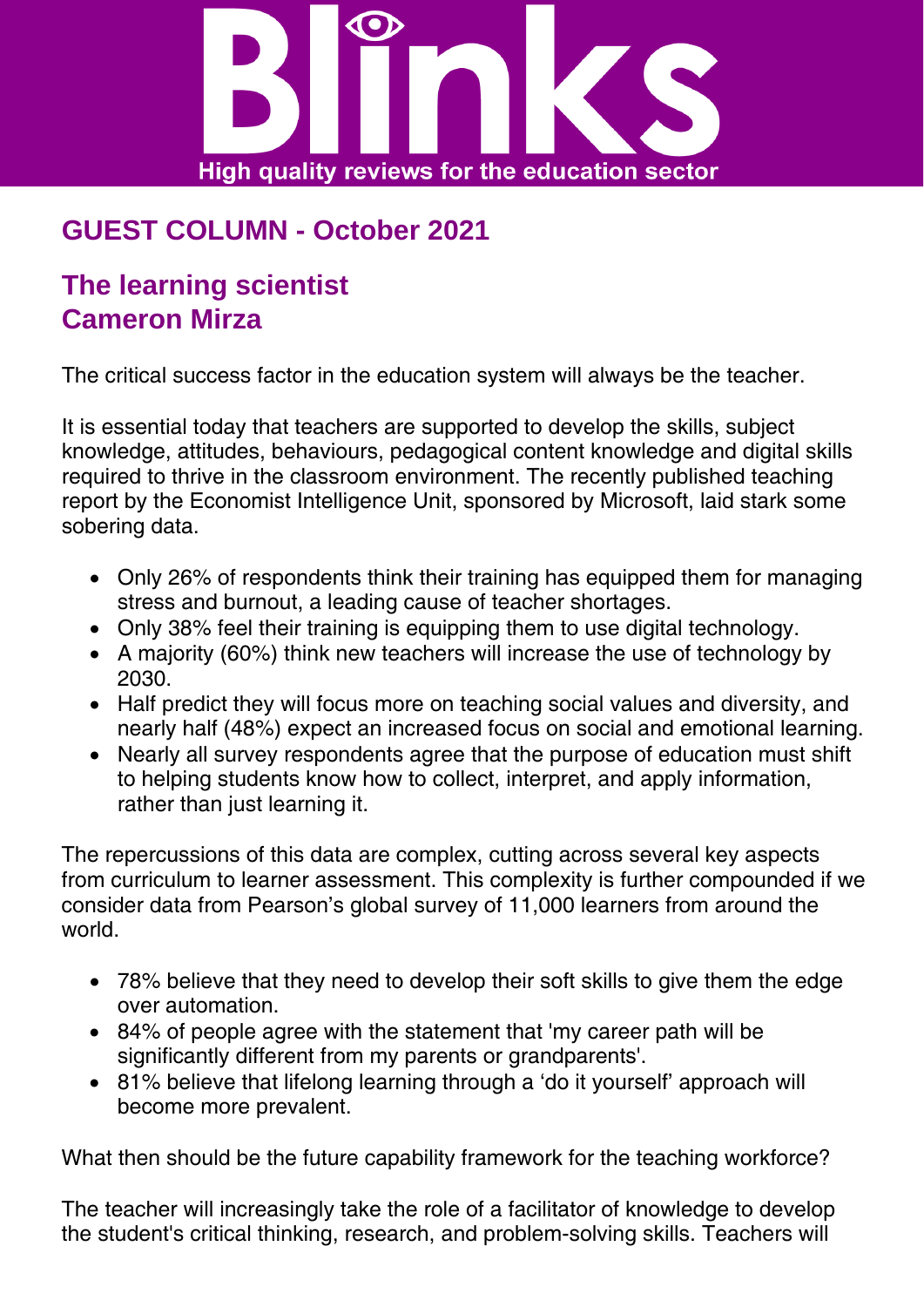# Blinks

High quality reviews for the education sector

## GUEST COLUMN - October 2021

## The learning scientist
## Cameron Mirza

The critical success factor in the education system will always be the teacher.

It is essential today that teachers are supported to develop the skills, subject knowledge, attitudes, behaviours, pedagogical content knowledge and digital skills required to thrive in the classroom environment. The recently published teaching report by the Economist Intelligence Unit, sponsored by Microsoft, laid stark some sobering data.

- Only 26% of respondents think their training has equipped them for managing stress and burnout, a leading cause of teacher shortages.
- Only 38% feel their training is equipping them to use digital technology.
- A majority (60%) think new teachers will increase the use of technology by 2030.
- Half predict they will focus more on teaching social values and diversity, and nearly half (48%) expect an increased focus on social and emotional learning.
- Nearly all survey respondents agree that the purpose of education must shift to helping students know how to collect, interpret, and apply information, rather than just learning it.

The repercussions of this data are complex, cutting across several key aspects from curriculum to learner assessment. This complexity is further compounded if we consider data from Pearson's global survey of 11,000 learners from around the world.

- 78% believe that they need to develop their soft skills to give them the edge over automation.
- 84% of people agree with the statement that 'my career path will be significantly different from my parents or grandparents'.
- 81% believe that lifelong learning through a 'do it yourself' approach will become more prevalent.

What then should be the future capability framework for the teaching workforce?

The teacher will increasingly take the role of a facilitator of knowledge to develop the student's critical thinking, research, and problem-solving skills. Teachers will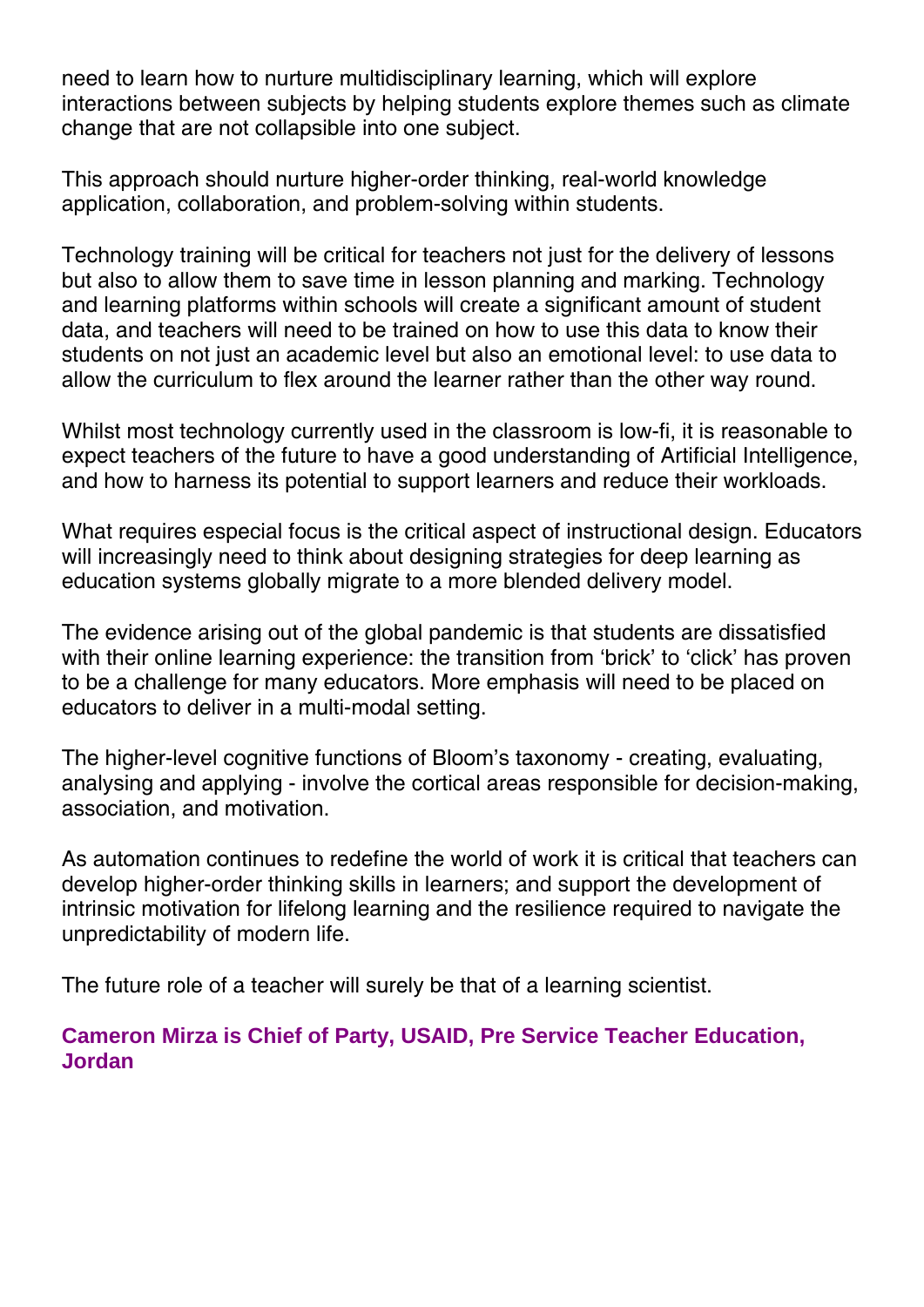need to learn how to nurture multidisciplinary learning, which will explore interactions between subjects by helping students explore themes such as climate change that are not collapsible into one subject.

This approach should nurture higher-order thinking, real-world knowledge application, collaboration, and problem-solving within students.

Technology training will be critical for teachers not just for the delivery of lessons but also to allow them to save time in lesson planning and marking. Technology and learning platforms within schools will create a significant amount of student data, and teachers will need to be trained on how to use this data to know their students on not just an academic level but also an emotional level: to use data to allow the curriculum to flex around the learner rather than the other way round.

Whilst most technology currently used in the classroom is low-fi, it is reasonable to expect teachers of the future to have a good understanding of Artificial Intelligence, and how to harness its potential to support learners and reduce their workloads.

What requires especial focus is the critical aspect of instructional design. Educators will increasingly need to think about designing strategies for deep learning as education systems globally migrate to a more blended delivery model.

The evidence arising out of the global pandemic is that students are dissatisfied with their online learning experience: the transition from 'brick' to 'click' has proven to be a challenge for many educators. More emphasis will need to be placed on educators to deliver in a multi-modal setting.

The higher-level cognitive functions of Bloom's taxonomy - creating, evaluating, analysing and applying - involve the cortical areas responsible for decision-making, association, and motivation.

As automation continues to redefine the world of work it is critical that teachers can develop higher-order thinking skills in learners; and support the development of intrinsic motivation for lifelong learning and the resilience required to navigate the unpredictability of modern life.

The future role of a teacher will surely be that of a learning scientist.

**Cameron Mirza is Chief of Party, USAID, Pre Service Teacher Education, Jordan**